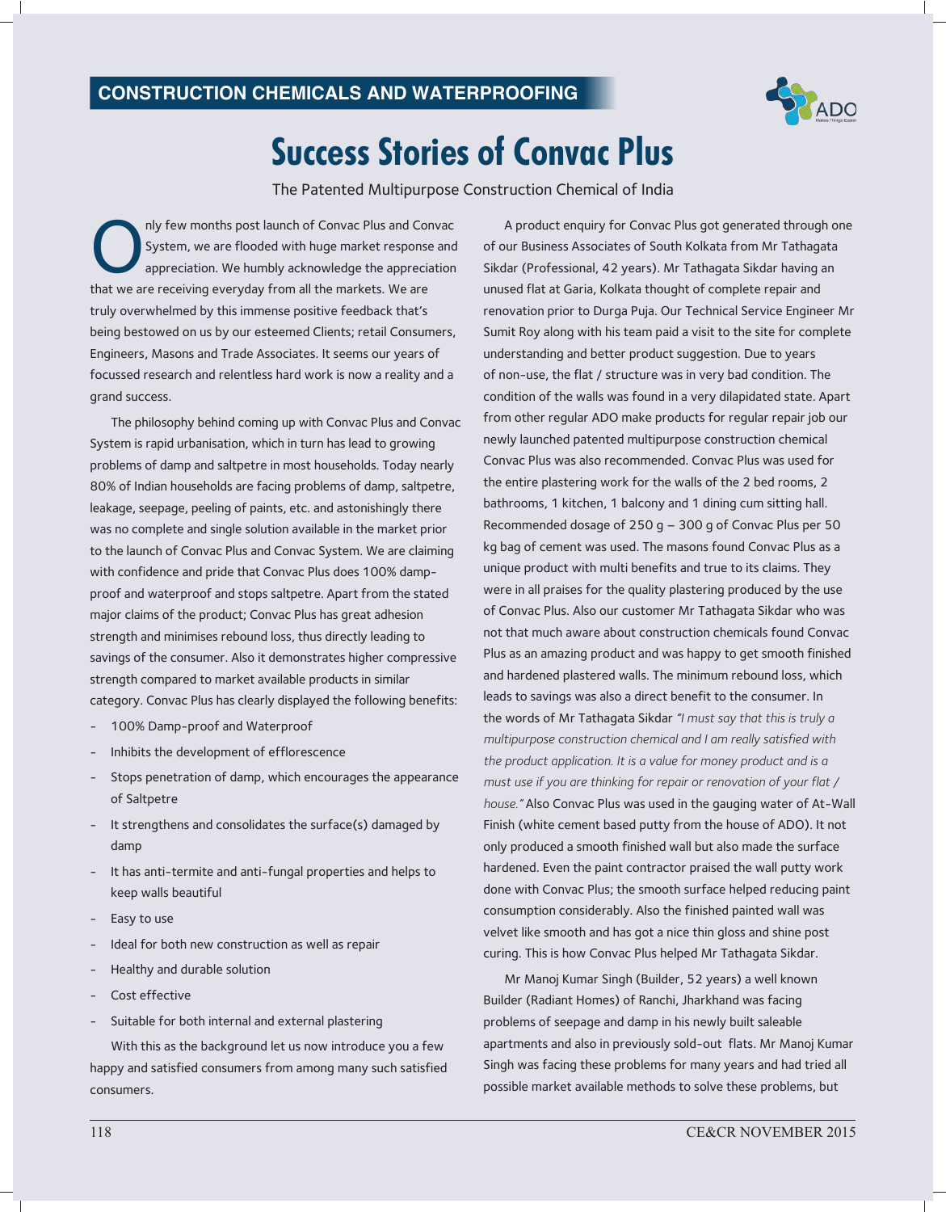CONSTRUCTION CHEMICALS AND WATERPROOFING

# Success Stories of Convac Plus

The Patented Multipurpose Construction Chemical of India

Only few months post launch of Convac Plus and Convac System, we are flooded with huge market response and appreciation. We humbly acknowledge the appreciation that we are receiving everyday from all the markets. We are truly overwhelmed by this immense positive feedback that's being bestowed on us by our esteemed Clients; retail Consumers, Engineers, Masons and Trade Associates. It seems our years of focussed research and relentless hard work is now a reality and a grand success.

The philosophy behind coming up with Convac Plus and Convac System is rapid urbanisation, which in turn has lead to growing problems of damp and saltpetre in most households. Today nearly 80% of Indian households are facing problems of damp, saltpetre, leakage, seepage, peeling of paints, etc. and astonishingly there was no complete and single solution available in the market prior to the launch of Convac Plus and Convac System. We are claiming with confidence and pride that Convac Plus does 100% damp-proof and waterproof and stops saltpetre. Apart from the stated major claims of the product; Convac Plus has great adhesion strength and minimises rebound loss, thus directly leading to savings of the consumer. Also it demonstrates higher compressive strength compared to market available products in similar category. Convac Plus has clearly displayed the following benefits:

- 100% Damp-proof and Waterproof
- Inhibits the development of efflorescence
- Stops penetration of damp, which encourages the appearance of Saltpetre
- It strengthens and consolidates the surface(s) damaged by damp
- It has anti-termite and anti-fungal properties and helps to keep walls beautiful
- Easy to use
- Ideal for both new construction as well as repair
- Healthy and durable solution
- Cost effective
- Suitable for both internal and external plastering

With this as the background let us now introduce you a few happy and satisfied consumers from among many such satisfied consumers.

A product enquiry for Convac Plus got generated through one of our Business Associates of South Kolkata from Mr Tathagata Sikdar (Professional, 42 years). Mr Tathagata Sikdar having an unused flat at Garia, Kolkata thought of complete repair and renovation prior to Durga Puja. Our Technical Service Engineer Mr Sumit Roy along with his team paid a visit to the site for complete understanding and better product suggestion. Due to years of non-use, the flat / structure was in very bad condition. The condition of the walls was found in a very dilapidated state. Apart from other regular ADO make products for regular repair job our newly launched patented multipurpose construction chemical Convac Plus was also recommended. Convac Plus was used for the entire plastering work for the walls of the 2 bed rooms, 2 bathrooms, 1 kitchen, 1 balcony and 1 dining cum sitting hall. Recommended dosage of 250 g – 300 g of Convac Plus per 50 kg bag of cement was used. The masons found Convac Plus as a unique product with multi benefits and true to its claims. They were in all praises for the quality plastering produced by the use of Convac Plus. Also our customer Mr Tathagata Sikdar who was not that much aware about construction chemicals found Convac Plus as an amazing product and was happy to get smooth finished and hardened plastered walls. The minimum rebound loss, which leads to savings was also a direct benefit to the consumer. In the words of Mr Tathagata Sikdar *"I must say that this is truly a multipurpose construction chemical and I am really satisfied with the product application. It is a value for money product and is a must use if you are thinking for repair or renovation of your flat / house."* Also Convac Plus was used in the gauging water of At-Wall Finish (white cement based putty from the house of ADO). It not only produced a smooth finished wall but also made the surface hardened. Even the paint contractor praised the wall putty work done with Convac Plus; the smooth surface helped reducing paint consumption considerably. Also the finished painted wall was velvet like smooth and has got a nice thin gloss and shine post curing. This is how Convac Plus helped Mr Tathagata Sikdar.

Mr Manoj Kumar Singh (Builder, 52 years) a well known Builder (Radiant Homes) of Ranchi, Jharkhand was facing problems of seepage and damp in his newly built saleable apartments and also in previously sold-out flats. Mr Manoj Kumar Singh was facing these problems for many years and had tried all possible market available methods to solve these problems, but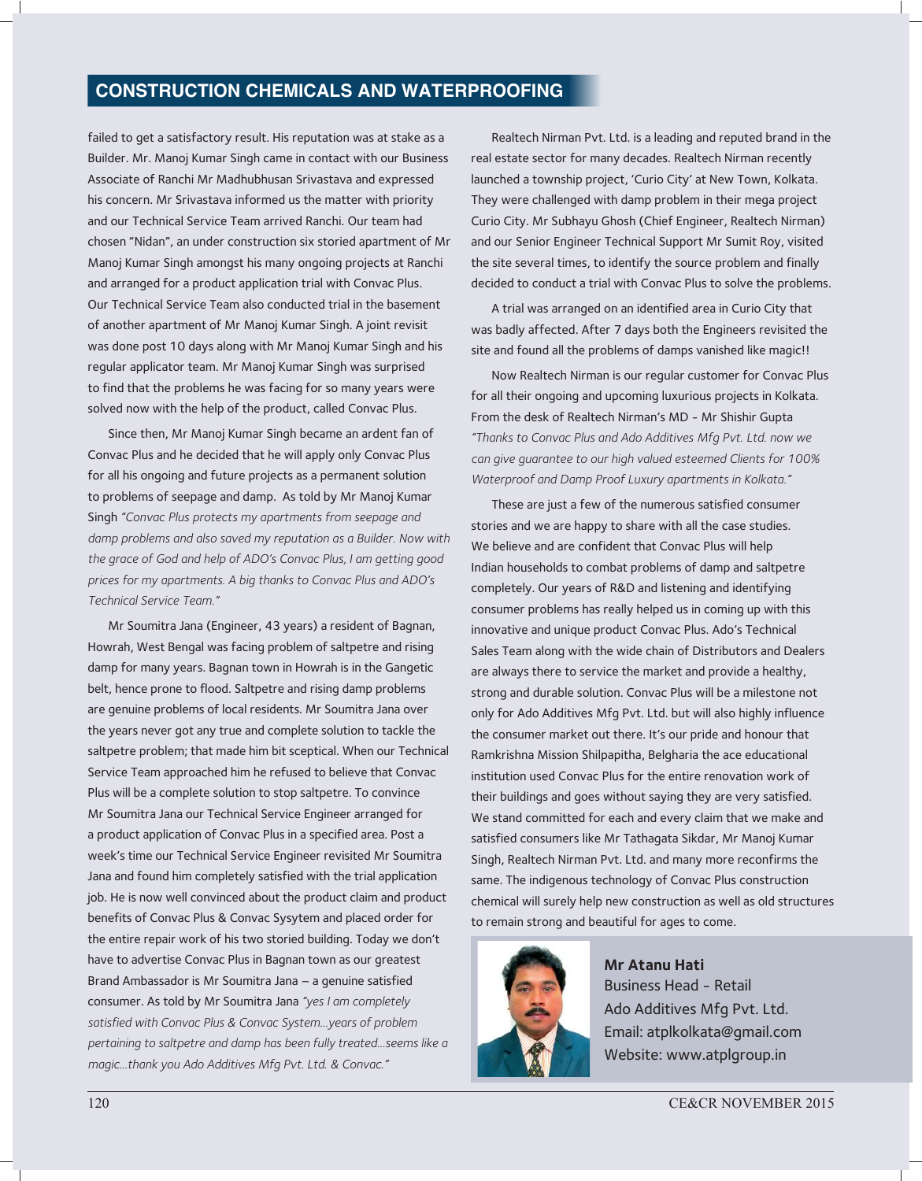## CONSTRUCTION CHEMICALS AND WATERPROOFING

failed to get a satisfactory result. His reputation was at stake as a Builder. Mr. Manoj Kumar Singh came in contact with our Business Associate of Ranchi Mr Madhubhusan Srivastava and expressed his concern. Mr Srivastava informed us the matter with priority and our Technical Service Team arrived Ranchi. Our team had chosen "Nidan", an under construction six storied apartment of Mr Manoj Kumar Singh amongst his many ongoing projects at Ranchi and arranged for a product application trial with Convac Plus. Our Technical Service Team also conducted trial in the basement of another apartment of Mr Manoj Kumar Singh. A joint revisit was done post 10 days along with Mr Manoj Kumar Singh and his regular applicator team. Mr Manoj Kumar Singh was surprised to find that the problems he was facing for so many years were solved now with the help of the product, called Convac Plus.

Since then, Mr Manoj Kumar Singh became an ardent fan of Convac Plus and he decided that he will apply only Convac Plus for all his ongoing and future projects as a permanent solution to problems of seepage and damp. As told by Mr Manoj Kumar Singh *"Convac Plus protects my apartments from seepage and damp problems and also saved my reputation as a Builder. Now with the grace of God and help of ADO's Convac Plus, I am getting good prices for my apartments. A big thanks to Convac Plus and ADO's Technical Service Team."*

Mr Soumitra Jana (Engineer, 43 years) a resident of Bagnan, Howrah, West Bengal was facing problem of saltpetre and rising damp for many years. Bagnan town in Howrah is in the Gangetic belt, hence prone to flood. Saltpetre and rising damp problems are genuine problems of local residents. Mr Soumitra Jana over the years never got any true and complete solution to tackle the saltpetre problem; that made him bit sceptical. When our Technical Service Team approached him he refused to believe that Convac Plus will be a complete solution to stop saltpetre. To convince Mr Soumitra Jana our Technical Service Engineer arranged for a product application of Convac Plus in a specified area. Post a week's time our Technical Service Engineer revisited Mr Soumitra Jana and found him completely satisfied with the trial application job. He is now well convinced about the product claim and product benefits of Convac Plus & Convac Sysytem and placed order for the entire repair work of his two storied building. Today we don't have to advertise Convac Plus in Bagnan town as our greatest Brand Ambassador is Mr Soumitra Jana – a genuine satisfied consumer. As told by Mr Soumitra Jana *"yes I am completely satisfied with Convac Plus & Convac System...years of problem pertaining to saltpetre and damp has been fully treated...seems like a magic...thank you Ado Additives Mfg Pvt. Ltd. & Convac."*

Realtech Nirman Pvt. Ltd. is a leading and reputed brand in the real estate sector for many decades. Realtech Nirman recently launched a township project, 'Curio City' at New Town, Kolkata. They were challenged with damp problem in their mega project Curio City. Mr Subhayu Ghosh (Chief Engineer, Realtech Nirman) and our Senior Engineer Technical Support Mr Sumit Roy, visited the site several times, to identify the source problem and finally decided to conduct a trial with Convac Plus to solve the problems.

A trial was arranged on an identified area in Curio City that was badly affected. After 7 days both the Engineers revisited the site and found all the problems of damps vanished like magic!!

Now Realtech Nirman is our regular customer for Convac Plus for all their ongoing and upcoming luxurious projects in Kolkata. From the desk of Realtech Nirman's MD - Mr Shishir Gupta *"Thanks to Convac Plus and Ado Additives Mfg Pvt. Ltd. now we can give guarantee to our high valued esteemed Clients for 100% Waterproof and Damp Proof Luxury apartments in Kolkata."*

These are just a few of the numerous satisfied consumer stories and we are happy to share with all the case studies. We believe and are confident that Convac Plus will help Indian households to combat problems of damp and saltpetre completely. Our years of R&D and listening and identifying consumer problems has really helped us in coming up with this innovative and unique product Convac Plus. Ado's Technical Sales Team along with the wide chain of Distributors and Dealers are always there to service the market and provide a healthy, strong and durable solution. Convac Plus will be a milestone not only for Ado Additives Mfg Pvt. Ltd. but will also highly influence the consumer market out there. It's our pride and honour that Ramkrishna Mission Shilpapitha, Belgharia the ace educational institution used Convac Plus for the entire renovation work of their buildings and goes without saying they are very satisfied. We stand committed for each and every claim that we make and satisfied consumers like Mr Tathagata Sikdar, Mr Manoj Kumar Singh, Realtech Nirman Pvt. Ltd. and many more reconfirms the same. The indigenous technology of Convac Plus construction chemical will surely help new construction as well as old structures to remain strong and beautiful for ages to come.

**Mr Atanu Hati**
Business Head - Retail
Ado Additives Mfg Pvt. Ltd.
Email: atplkolkata@gmail.com
Website: www.atplgroup.in